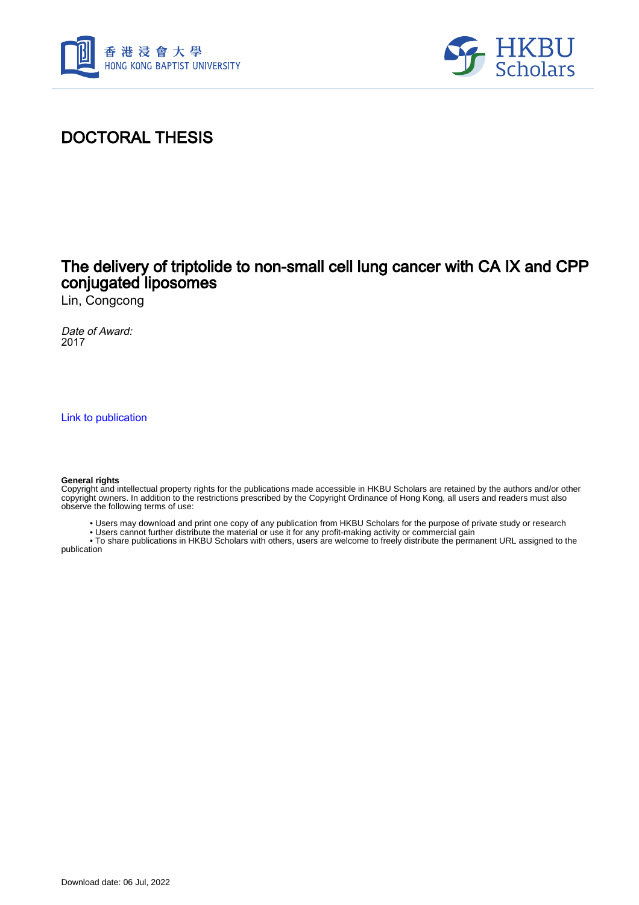# DOCTORAL THESIS

## The delivery of triptolide to non-small cell lung cancer with CA IX and CPP conjugated liposomes

Lin, Congcong

*Date of Award:*
2017

Link to publication

**General rights**
Copyright and intellectual property rights for the publications made accessible in HKBU Scholars are retained by the authors and/or other copyright owners. In addition to the restrictions prescribed by the Copyright Ordinance of Hong Kong, all users and readers must also observe the following terms of use:

- Users may download and print one copy of any publication from HKBU Scholars for the purpose of private study or research
- Users cannot further distribute the material or use it for any profit-making activity or commercial gain
- To share publications in HKBU Scholars with others, users are welcome to freely distribute the permanent URL assigned to the publication

Download date: 06 Jul, 2022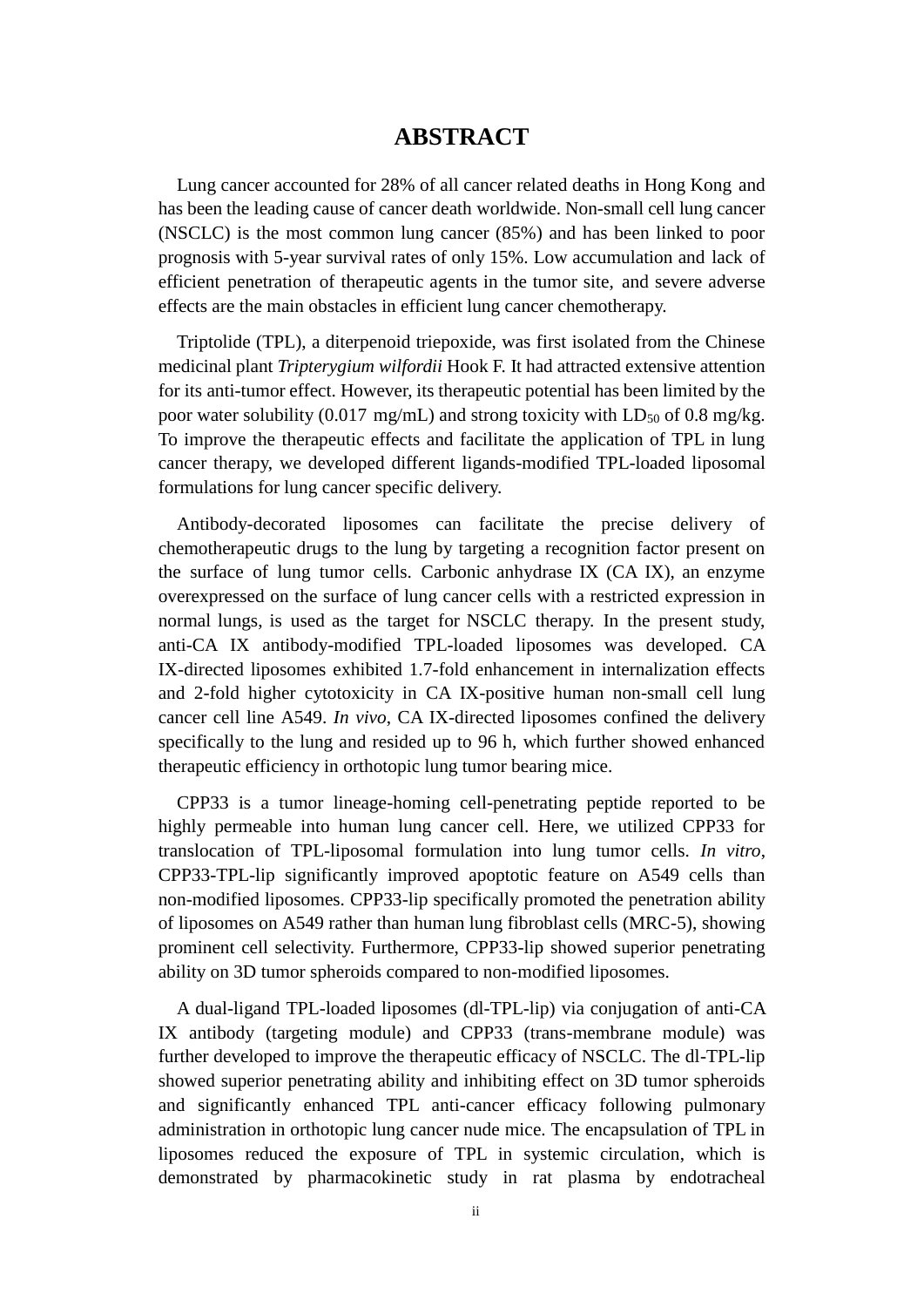# ABSTRACT

Lung cancer accounted for 28% of all cancer related deaths in Hong Kong and has been the leading cause of cancer death worldwide. Non-small cell lung cancer (NSCLC) is the most common lung cancer (85%) and has been linked to poor prognosis with 5-year survival rates of only 15%. Low accumulation and lack of efficient penetration of therapeutic agents in the tumor site, and severe adverse effects are the main obstacles in efficient lung cancer chemotherapy.

Triptolide (TPL), a diterpenoid triepoxide, was first isolated from the Chinese medicinal plant *Tripterygium wilfordii* Hook F. It had attracted extensive attention for its anti-tumor effect. However, its therapeutic potential has been limited by the poor water solubility (0.017 mg/mL) and strong toxicity with $LD_{50}$ of 0.8 mg/kg. To improve the therapeutic effects and facilitate the application of TPL in lung cancer therapy, we developed different ligands-modified TPL-loaded liposomal formulations for lung cancer specific delivery.

Antibody-decorated liposomes can facilitate the precise delivery of chemotherapeutic drugs to the lung by targeting a recognition factor present on the surface of lung tumor cells. Carbonic anhydrase IX (CA IX), an enzyme overexpressed on the surface of lung cancer cells with a restricted expression in normal lungs, is used as the target for NSCLC therapy. In the present study, anti-CA IX antibody-modified TPL-loaded liposomes was developed. CA IX-directed liposomes exhibited 1.7-fold enhancement in internalization effects and 2-fold higher cytotoxicity in CA IX-positive human non-small cell lung cancer cell line A549. *In vivo*, CA IX-directed liposomes confined the delivery specifically to the lung and resided up to 96 h, which further showed enhanced therapeutic efficiency in orthotopic lung tumor bearing mice.

CPP33 is a tumor lineage-homing cell-penetrating peptide reported to be highly permeable into human lung cancer cell. Here, we utilized CPP33 for translocation of TPL-liposomal formulation into lung tumor cells. *In vitro*, CPP33-TPL-lip significantly improved apoptotic feature on A549 cells than non-modified liposomes. CPP33-lip specifically promoted the penetration ability of liposomes on A549 rather than human lung fibroblast cells (MRC-5), showing prominent cell selectivity. Furthermore, CPP33-lip showed superior penetrating ability on 3D tumor spheroids compared to non-modified liposomes.

A dual-ligand TPL-loaded liposomes (dl-TPL-lip) via conjugation of anti-CA IX antibody (targeting module) and CPP33 (trans-membrane module) was further developed to improve the therapeutic efficacy of NSCLC. The dl-TPL-lip showed superior penetrating ability and inhibiting effect on 3D tumor spheroids and significantly enhanced TPL anti-cancer efficacy following pulmonary administration in orthotopic lung cancer nude mice. The encapsulation of TPL in liposomes reduced the exposure of TPL in systemic circulation, which is demonstrated by pharmacokinetic study in rat plasma by endotracheal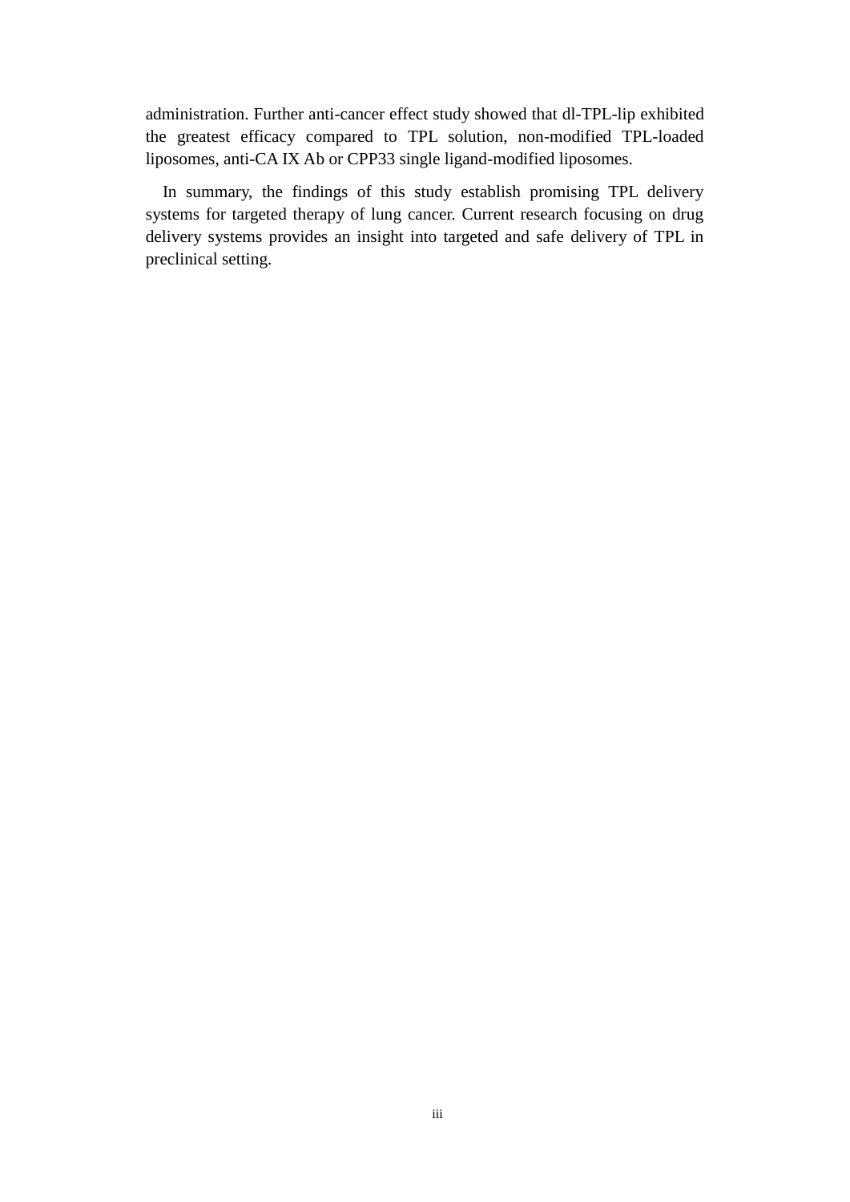administration. Further anti-cancer effect study showed that dl-TPL-lip exhibited the greatest efficacy compared to TPL solution, non-modified TPL-loaded liposomes, anti-CA IX Ab or CPP33 single ligand-modified liposomes.

In summary, the findings of this study establish promising TPL delivery systems for targeted therapy of lung cancer. Current research focusing on drug delivery systems provides an insight into targeted and safe delivery of TPL in preclinical setting.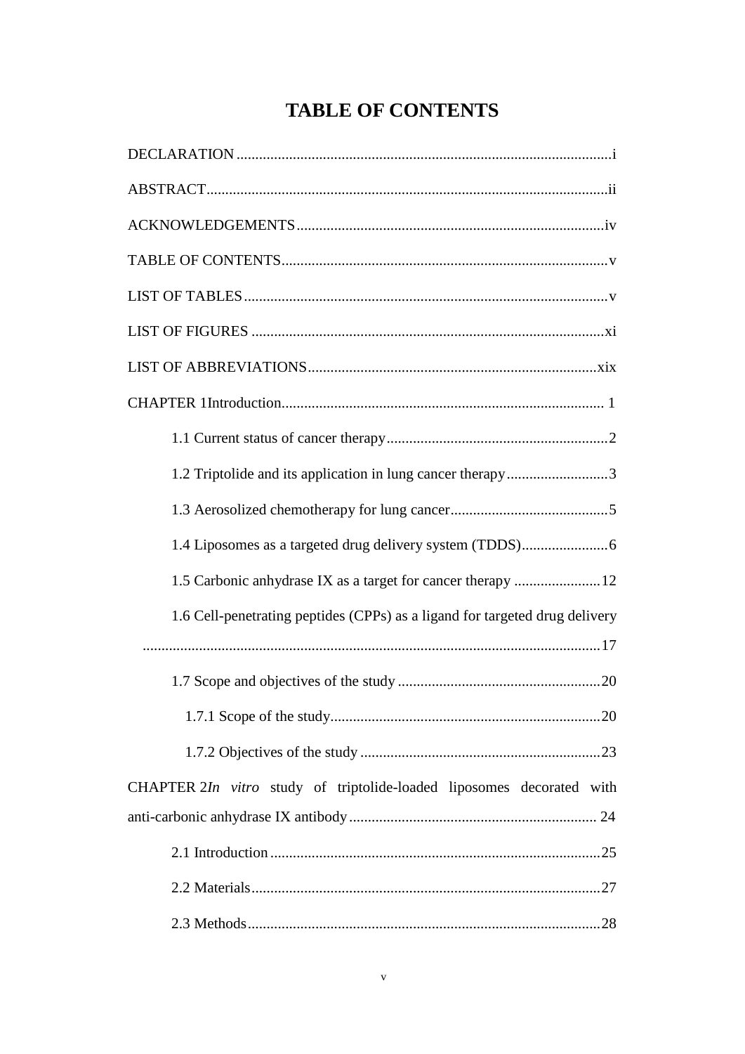# TABLE OF CONTENTS

DECLARATION....................................................................................................i

ABSTRACT..........................................................................................................ii

ACKNOWLEDGEMENTS.................................................................................iv

TABLE OF CONTENTS......................................................................................v

LIST OF TABLES................................................................................................v

LIST OF FIGURES ............................................................................................xi

LIST OF ABBREVIATIONS............................................................................xix

CHAPTER 1Introduction.................................................................................... 1

- 1.1 Current status of cancer therapy...........................................................2
- 1.2 Triptolide and its application in lung cancer therapy...........................3
- 1.3 Aerosolized chemotherapy for lung cancer..........................................5
- 1.4 Liposomes as a targeted drug delivery system (TDDS).......................6
- 1.5 Carbonic anhydrase IX as a target for cancer therapy .......................12
- 1.6 Cell-penetrating peptides (CPPs) as a ligand for targeted drug delivery ..........................................................................................................17
- 1.7 Scope and objectives of the study ......................................................20
  - 1.7.1 Scope of the study........................................................................20
  - 1.7.2 Objectives of the study ................................................................23

CHAPTER 2*In vitro* study of triptolide-loaded liposomes decorated with anti-carbonic anhydrase IX antibody.................................................................. 24

- 2.1 Introduction........................................................................................25
- 2.2 Materials.............................................................................................27
- 2.3 Methods..............................................................................................28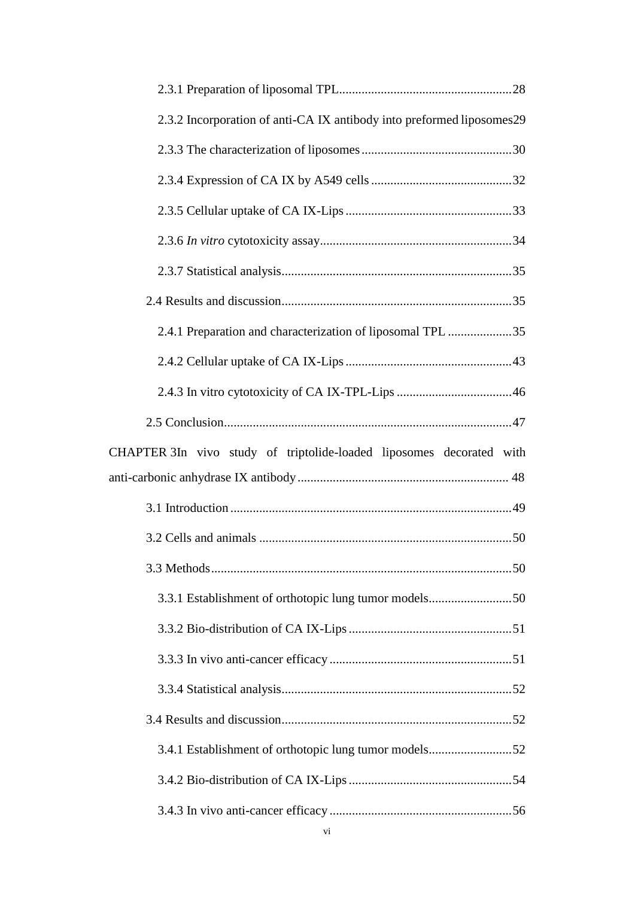2.3.1 Preparation of liposomal TPL......................................................28

2.3.2 Incorporation of anti-CA IX antibody into preformed liposomes29

2.3.3 The characterization of liposomes...............................................30

2.3.4 Expression of CA IX by A549 cells............................................32

2.3.5 Cellular uptake of CA IX-Lips....................................................33

2.3.6 *In vitro* cytotoxicity assay...........................................................34

2.3.7 Statistical analysis........................................................................35

2.4 Results and discussion........................................................................35

2.4.1 Preparation and characterization of liposomal TPL....................35

2.4.2 Cellular uptake of CA IX-Lips....................................................43

2.4.3 In vitro cytotoxicity of CA IX-TPL-Lips....................................46

2.5 Conclusion..........................................................................................47

CHAPTER 3In vivo study of triptolide-loaded liposomes decorated with anti-carbonic anhydrase IX antibody.................................................................. 48

3.1 Introduction.........................................................................................49

3.2 Cells and animals................................................................................50

3.3 Methods...............................................................................................50

3.3.1 Establishment of orthotopic lung tumor models..........................50

3.3.2 Bio-distribution of CA IX-Lips...................................................51

3.3.3 In vivo anti-cancer efficacy.........................................................51

3.3.4 Statistical analysis........................................................................52

3.4 Results and discussion........................................................................52

3.4.1 Establishment of orthotopic lung tumor models..........................52

3.4.2 Bio-distribution of CA IX-Lips...................................................54

3.4.3 In vivo anti-cancer efficacy.........................................................56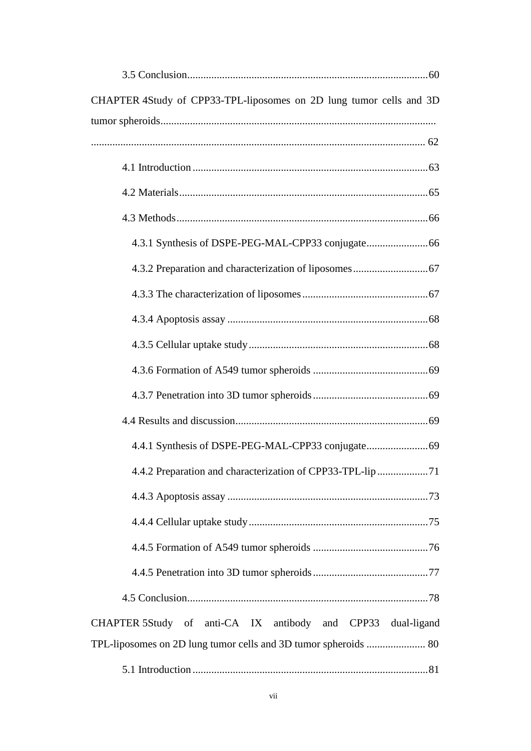3.5 Conclusion........................................................................................60

CHAPTER 4Study of CPP33-TPL-liposomes on 2D lung tumor cells and 3D tumor spheroids........................................................................................................ 62

4.1 Introduction........................................................................................63

4.2 Materials........................................................................................65

4.3 Methods........................................................................................66

4.3.1 Synthesis of DSPE-PEG-MAL-CPP33 conjugate.......................66

4.3.2 Preparation and characterization of liposomes............................67

4.3.3 The characterization of liposomes...............................................67

4.3.4 Apoptosis assay...........................................................................68

4.3.5 Cellular uptake study...................................................................68

4.3.6 Formation of A549 tumor spheroids...........................................69

4.3.7 Penetration into 3D tumor spheroids...........................................69

4.4 Results and discussion........................................................................69

4.4.1 Synthesis of DSPE-PEG-MAL-CPP33 conjugate.......................69

4.4.2 Preparation and characterization of CPP33-TPL-lip...................71

4.4.3 Apoptosis assay...........................................................................73

4.4.4 Cellular uptake study...................................................................75

4.4.5 Formation of A549 tumor spheroids...........................................76

4.4.5 Penetration into 3D tumor spheroids...........................................77

4.5 Conclusion........................................................................................78

CHAPTER 5Study of anti-CA IX antibody and CPP33 dual-ligand TPL-liposomes on 2D lung tumor cells and 3D tumor spheroids ...................... 80

5.1 Introduction........................................................................................81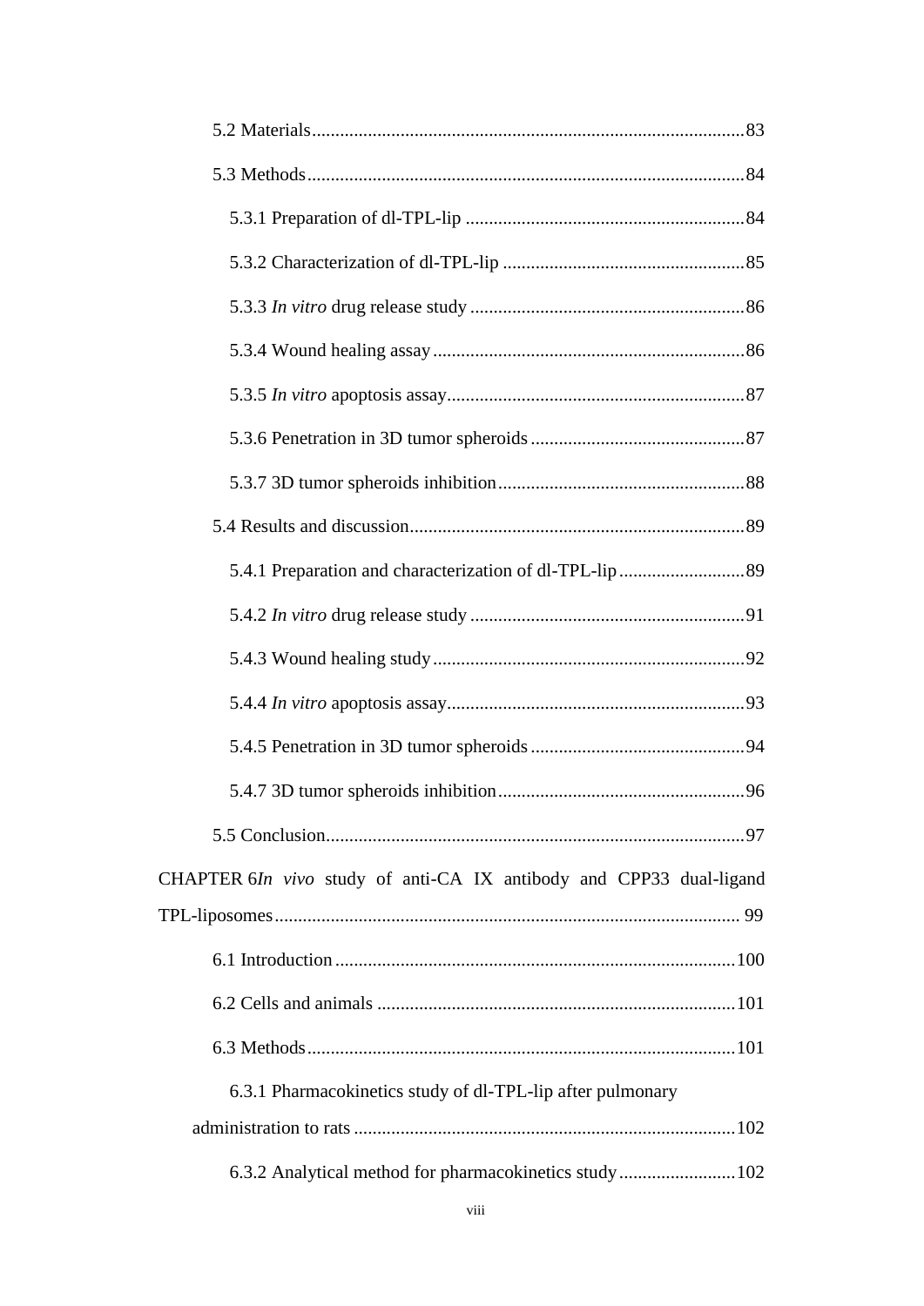5.2 Materials............................................................................................83

5.3 Methods.............................................................................................84

5.3.1 Preparation of dl-TPL-lip ............................................................84

5.3.2 Characterization of dl-TPL-lip ....................................................85

5.3.3 *In vitro* drug release study ...........................................................86

5.3.4 Wound healing assay ...................................................................86

5.3.5 *In vitro* apoptosis assay................................................................87

5.3.6 Penetration in 3D tumor spheroids ..............................................87

5.3.7 3D tumor spheroids inhibition.....................................................88

5.4 Results and discussion........................................................................89

5.4.1 Preparation and characterization of dl-TPL-lip...........................89

5.4.2 *In vitro* drug release study ...........................................................91

5.4.3 Wound healing study...................................................................92

5.4.4 *In vitro* apoptosis assay................................................................93

5.4.5 Penetration in 3D tumor spheroids ..............................................94

5.4.7 3D tumor spheroids inhibition.....................................................96

5.5 Conclusion..........................................................................................97

CHAPTER 6*In vivo* study of anti-CA IX antibody and CPP33 dual-ligand TPL-liposomes.................................................................................................... 99

6.1 Introduction ......................................................................................100

6.2 Cells and animals .............................................................................101

6.3 Methods............................................................................................101

6.3.1 Pharmacokinetics study of dl-TPL-lip after pulmonary administration to rats ..................................................................................102

6.3.2 Analytical method for pharmacokinetics study.........................102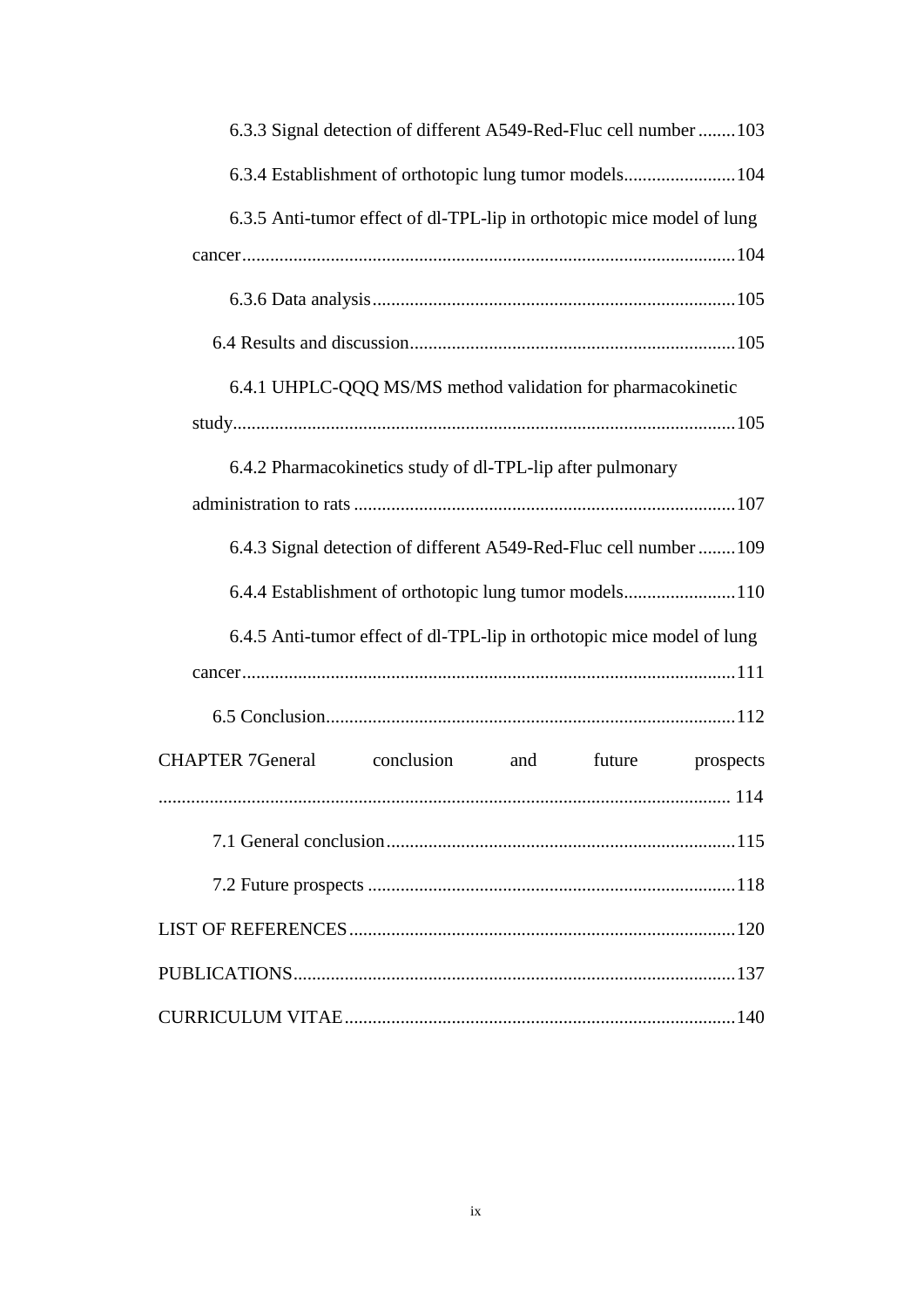6.3.3 Signal detection of different A549-Red-Fluc cell number ........103

6.3.4 Establishment of orthotopic lung tumor models........................104

6.3.5 Anti-tumor effect of dl-TPL-lip in orthotopic mice model of lung cancer.........................................................................................................104

6.3.6 Data analysis.............................................................................105

6.4 Results and discussion.....................................................................105

6.4.1 UHPLC-QQQ MS/MS method validation for pharmacokinetic study...........................................................................................................105

6.4.2 Pharmacokinetics study of dl-TPL-lip after pulmonary administration to rats .................................................................................107

6.4.3 Signal detection of different A549-Red-Fluc cell number ........109

6.4.4 Establishment of orthotopic lung tumor models........................110

6.4.5 Anti-tumor effect of dl-TPL-lip in orthotopic mice model of lung cancer.........................................................................................................111

6.5 Conclusion.......................................................................................112

CHAPTER 7General conclusion and future prospects .......................................................................................................... 114

7.1 General conclusion..........................................................................115

7.2 Future prospects ..............................................................................118

LIST OF REFERENCES..................................................................................120

PUBLICATIONS..............................................................................................137

CURRICULUM VITAE...................................................................................140